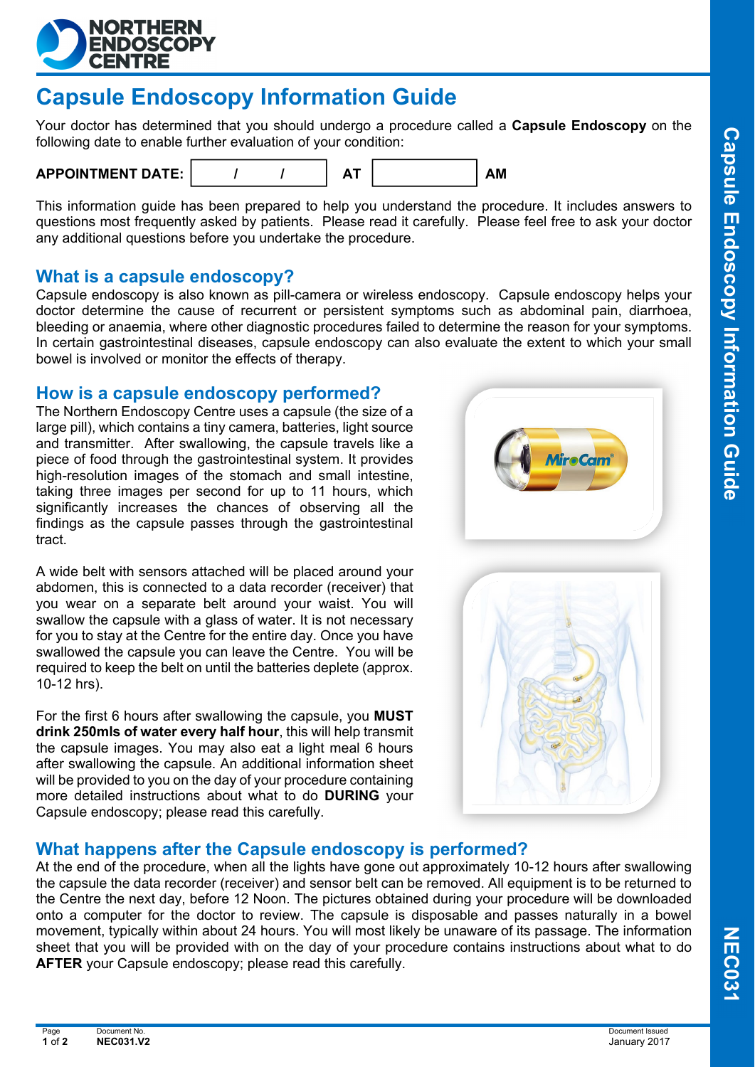# Capsule Endoscopy Information Guide

Your doctor has determined that you should undergo a procedure called a **Capsule Endoscopy** on the following date to enable further evaluation of your condition:

**APPOINTMENT DATE:** / / **AT** **AM**

This information guide has been prepared to help you understand the procedure. It includes answers to questions most frequently asked by patients. Please read it carefully. Please feel free to ask your doctor any additional questions before you undertake the procedure.

## What is a capsule endoscopy?

Capsule endoscopy is also known as pill-camera or wireless endoscopy. Capsule endoscopy helps your doctor determine the cause of recurrent or persistent symptoms such as abdominal pain, diarrhoea, bleeding or anaemia, where other diagnostic procedures failed to determine the reason for your symptoms. In certain gastrointestinal diseases, capsule endoscopy can also evaluate the extent to which your small bowel is involved or monitor the effects of therapy.

## How is a capsule endoscopy performed?

The Northern Endoscopy Centre uses a capsule (the size of a large pill), which contains a tiny camera, batteries, light source and transmitter. After swallowing, the capsule travels like a piece of food through the gastrointestinal system. It provides high-resolution images of the stomach and small intestine, taking three images per second for up to 11 hours, which significantly increases the chances of observing all the findings as the capsule passes through the gastrointestinal tract.

A wide belt with sensors attached will be placed around your abdomen, this is connected to a data recorder (receiver) that you wear on a separate belt around your waist. You will swallow the capsule with a glass of water. It is not necessary for you to stay at the Centre for the entire day. Once you have swallowed the capsule you can leave the Centre. You will be required to keep the belt on until the batteries deplete (approx. 10-12 hrs).

For the first 6 hours after swallowing the capsule, you **MUST drink 250mls of water every half hour**, this will help transmit the capsule images. You may also eat a light meal 6 hours after swallowing the capsule. An additional information sheet will be provided to you on the day of your procedure containing more detailed instructions about what to do **DURING** your Capsule endoscopy; please read this carefully.

## What happens after the Capsule endoscopy is performed?

At the end of the procedure, when all the lights have gone out approximately 10-12 hours after swallowing the capsule the data recorder (receiver) and sensor belt can be removed. All equipment is to be returned to the Centre the next day, before 12 Noon. The pictures obtained during your procedure will be downloaded onto a computer for the doctor to review. The capsule is disposable and passes naturally in a bowel movement, typically within about 24 hours. You will most likely be unaware of its passage. The information sheet that you will be provided with on the day of your procedure contains instructions about what to do **AFTER** your Capsule endoscopy; please read this carefully.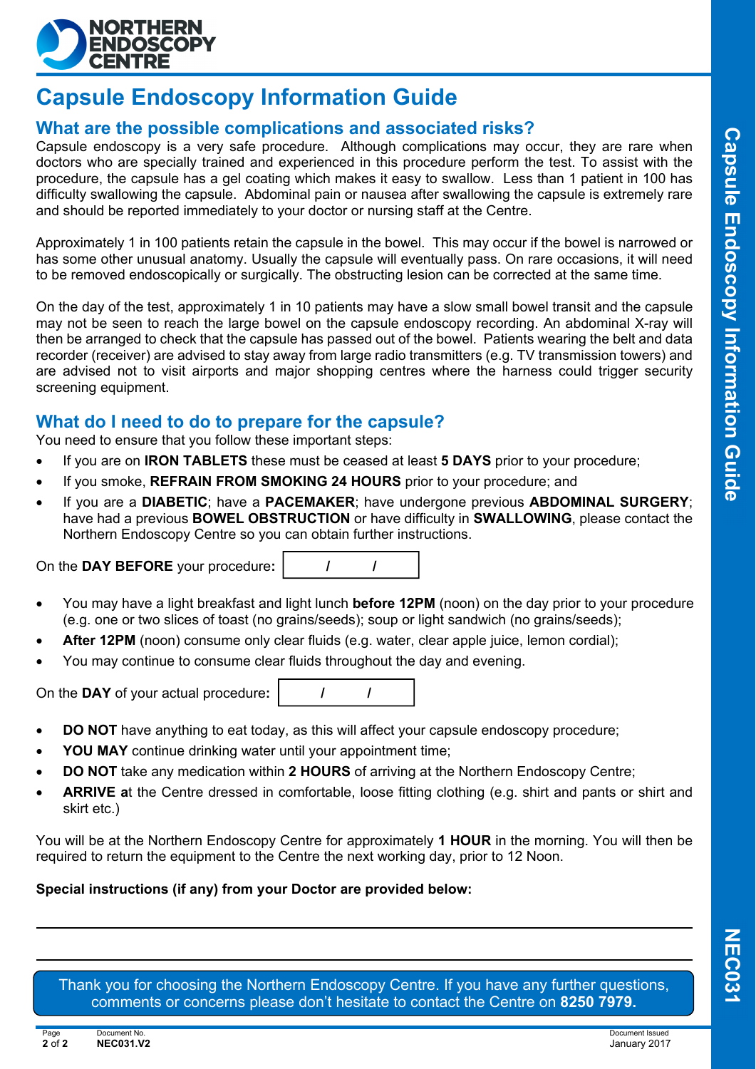# Capsule Endoscopy Information Guide

## What are the possible complications and associated risks?

Capsule endoscopy is a very safe procedure. Although complications may occur, they are rare when doctors who are specially trained and experienced in this procedure perform the test. To assist with the procedure, the capsule has a gel coating which makes it easy to swallow. Less than 1 patient in 100 has difficulty swallowing the capsule. Abdominal pain or nausea after swallowing the capsule is extremely rare and should be reported immediately to your doctor or nursing staff at the Centre.

Approximately 1 in 100 patients retain the capsule in the bowel. This may occur if the bowel is narrowed or has some other unusual anatomy. Usually the capsule will eventually pass. On rare occasions, it will need to be removed endoscopically or surgically. The obstructing lesion can be corrected at the same time.

On the day of the test, approximately 1 in 10 patients may have a slow small bowel transit and the capsule may not be seen to reach the large bowel on the capsule endoscopy recording. An abdominal X-ray will then be arranged to check that the capsule has passed out of the bowel. Patients wearing the belt and data recorder (receiver) are advised to stay away from large radio transmitters (e.g. TV transmission towers) and are advised not to visit airports and major shopping centres where the harness could trigger security screening equipment.

## What do I need to do to prepare for the capsule?

You need to ensure that you follow these important steps:

- If you are on **IRON TABLETS** these must be ceased at least **5 DAYS** prior to your procedure;
- If you smoke, **REFRAIN FROM SMOKING 24 HOURS** prior to your procedure; and
- If you are a **DIABETIC**; have a **PACEMAKER**; have undergone previous **ABDOMINAL SURGERY**; have had a previous **BOWEL OBSTRUCTION** or have difficulty in **SWALLOWING**, please contact the Northern Endoscopy Centre so you can obtain further instructions.

On the **DAY BEFORE** your procedure**:** / /

- You may have a light breakfast and light lunch **before 12PM** (noon) on the day prior to your procedure (e.g. one or two slices of toast (no grains/seeds); soup or light sandwich (no grains/seeds);
- **After 12PM** (noon) consume only clear fluids (e.g. water, clear apple juice, lemon cordial);
- You may continue to consume clear fluids throughout the day and evening.

On the **DAY** of your actual procedure**:** / /

- **DO NOT** have anything to eat today, as this will affect your capsule endoscopy procedure;
- **YOU MAY** continue drinking water until your appointment time;
- **DO NOT** take any medication within **2 HOURS** of arriving at the Northern Endoscopy Centre;
- **ARRIVE a**t the Centre dressed in comfortable, loose fitting clothing (e.g. shirt and pants or shirt and skirt etc.)

You will be at the Northern Endoscopy Centre for approximately **1 HOUR** in the morning. You will then be required to return the equipment to the Centre the next working day, prior to 12 Noon.

**Special instructions (if any) from your Doctor are provided below:**

Thank you for choosing the Northern Endoscopy Centre. If you have any further questions, comments or concerns please don't hesitate to contact the Centre on **8250 7979.**